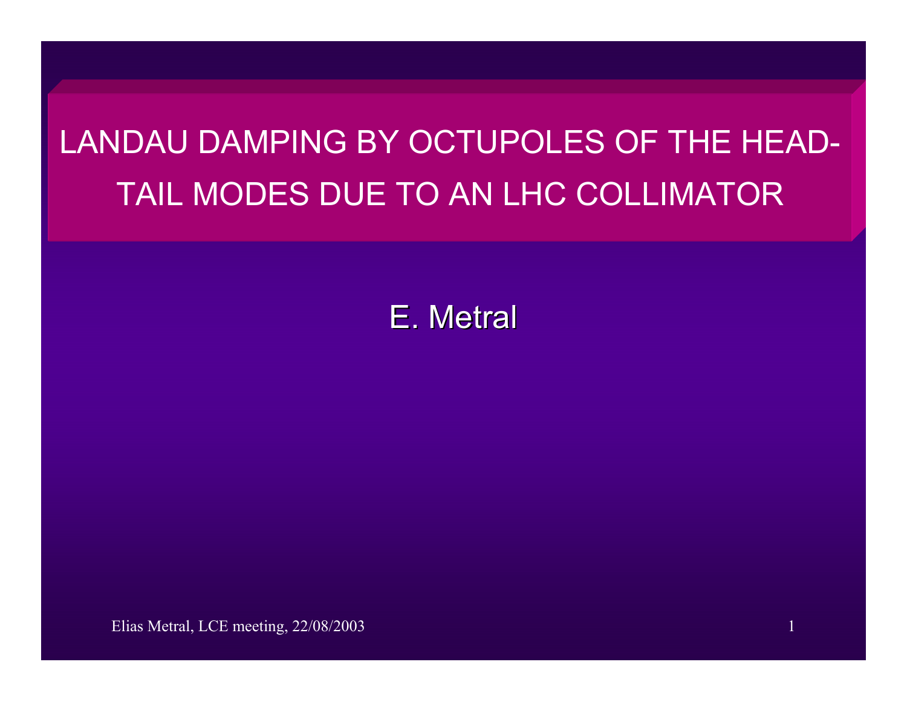# LANDAU DAMPING BY OCTUPOLES OF THE HEAD-TAIL MODES DUE TO AN LHC COLLIMATOR

E. Metral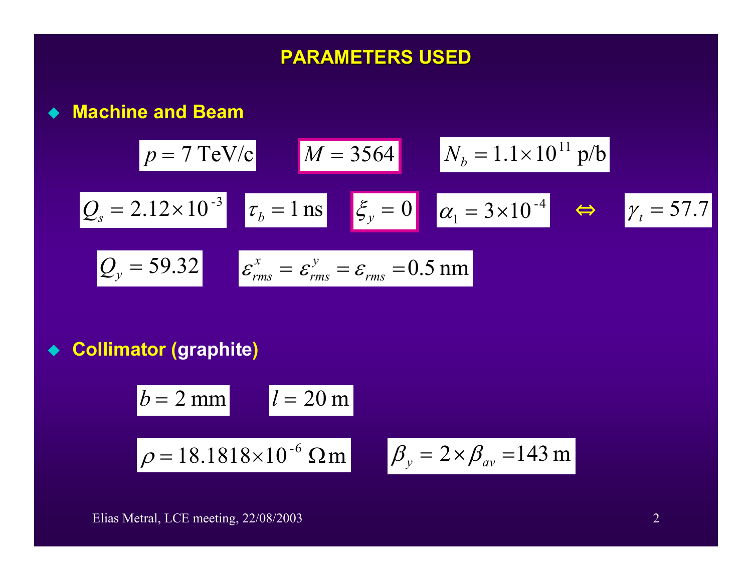# PARAMETERS USED

- **Machine and Beam**

$p = 7$ TeV/c  $M = 3564$  $N_b = 1.1 \times 10^{11}$ p/b

$Q_s = 2.12 \times 10^{-3}$  $\tau_b = 1$ ns  $\xi_y = 0$  $\alpha_1 = 3 \times 10^{-4}$ $\Leftrightarrow$ $\gamma_t = 57.7$

$Q_y = 59.32$  $\varepsilon_{rms}^{x} = \varepsilon_{rms}^{y} = \varepsilon_{rms} = 0.5$ nm

- **Collimator (graphite)**

$b = 2$ mm  $l = 20$ m

$\rho = 18.1818 \times 10^{-6}\ \Omega$m  $\beta_y = 2 \times \beta_{av} = 143$ m

Elias Metral, LCE meeting, 22/08/2003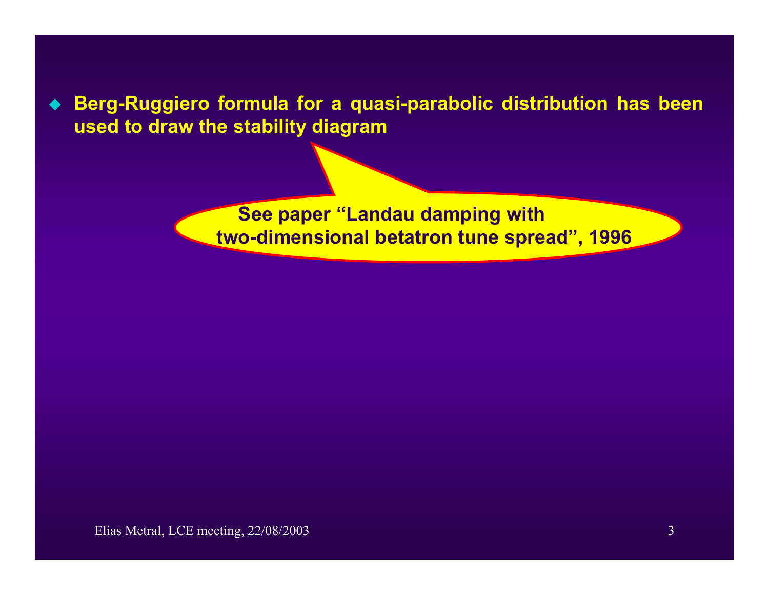- **Berg-Ruggiero formula for a quasi-parabolic distribution has been used to draw the stability diagram**

**See paper "Landau damping with two-dimensional betatron tune spread", 1996**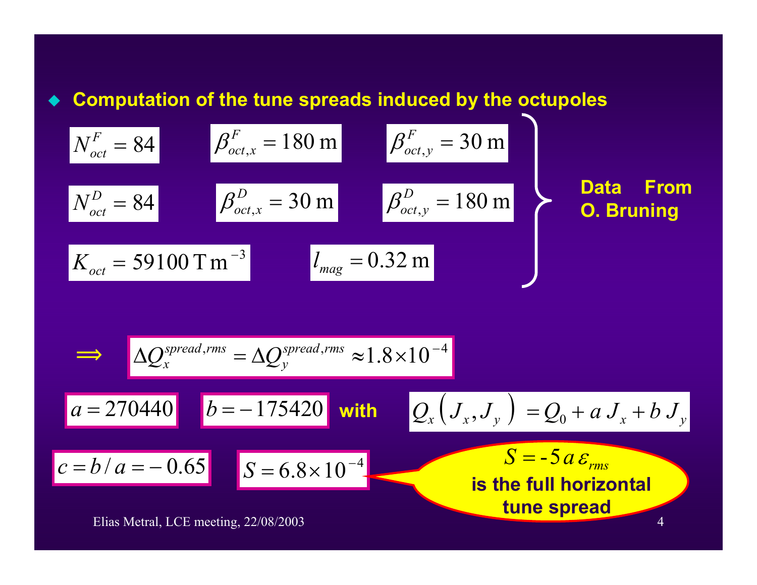- **Computation of the tune spreads induced by the octupoles**

$$N_{oct}^{F} = 84 \qquad \beta_{oct,x}^{F} = 180\,\mathrm{m} \qquad \beta_{oct,y}^{F} = 30\,\mathrm{m}$$

$$N_{oct}^{D} = 84 \qquad \beta_{oct,x}^{D} = 30\,\mathrm{m} \qquad \beta_{oct,y}^{D} = 180\,\mathrm{m}$$

$$K_{oct} = 59100\,\mathrm{T\,m}^{-3} \qquad l_{mag} = 0.32\,\mathrm{m}$$

**Data From O. Bruning**

$$\Longrightarrow \quad \Delta Q_{x}^{spread,rms} = \Delta Q_{y}^{spread,rms} \approx 1.8 \times 10^{-4}$$

$$a = 270440 \qquad b = -175420$$

**with** $Q_x\left(J_x, J_y\right) = Q_0 + a\,J_x + b\,J_y$

$$c = b/a = -0.65 \qquad S = 6.8 \times 10^{-4}$$

$S = -5\,a\,\varepsilon_{rms}$ **is the full horizontal tune spread**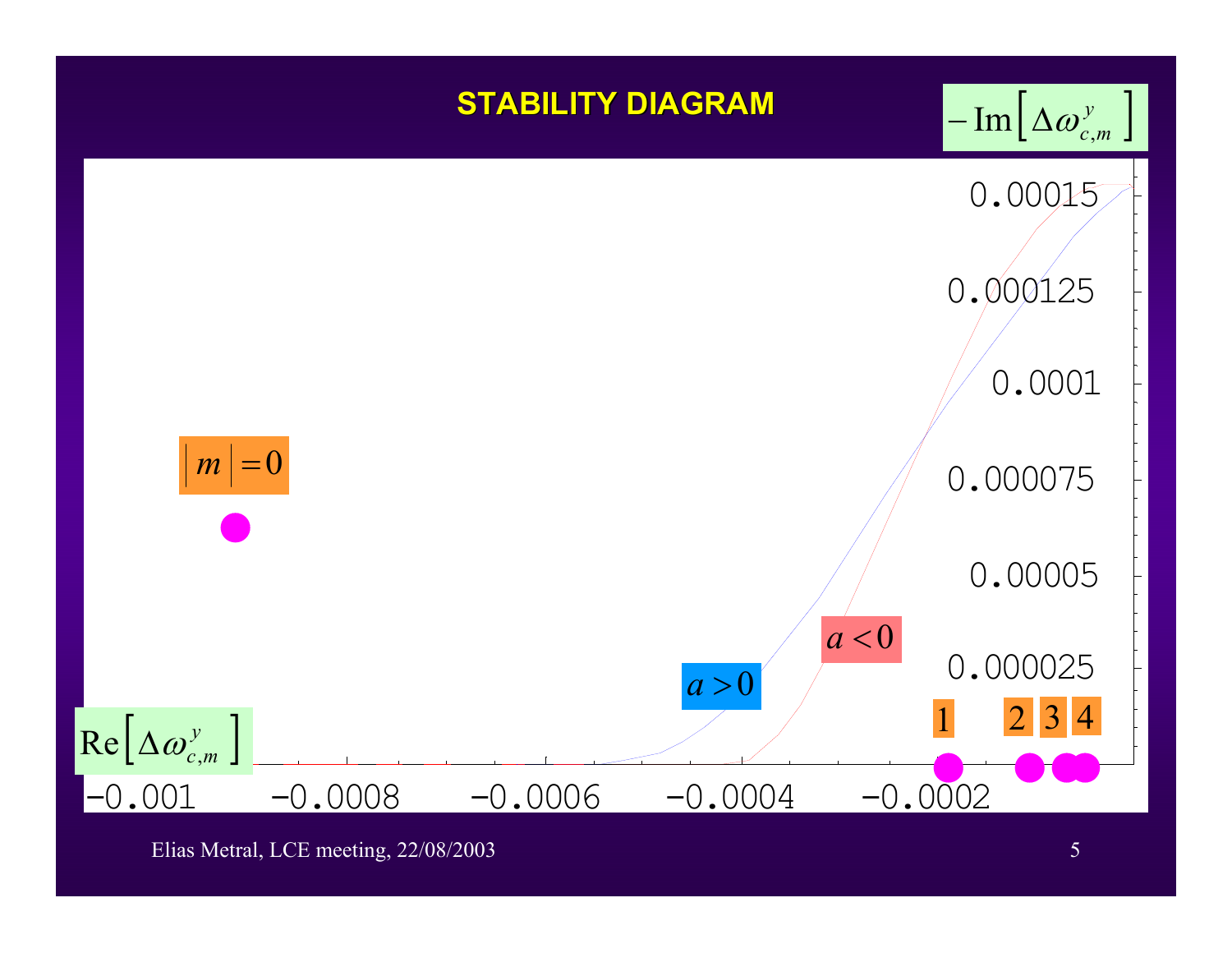# STABILITY DIAGRAM

$-\mathrm{Im}\left[\Delta\omega_{c,m}^{y}\right]$

0.00015

0.000125

0.0001

0.000075

0.00005

0.000025

$\left| m \right| = 0$

$a > 0$

$a < 0$

1 2 3 4

$\mathrm{Re}\left[\Delta\omega_{c,m}^{y}\right]$

−0.001 −0.0008 −0.0006 −0.0004 −0.0002

Elias Metral, LCE meeting, 22/08/2003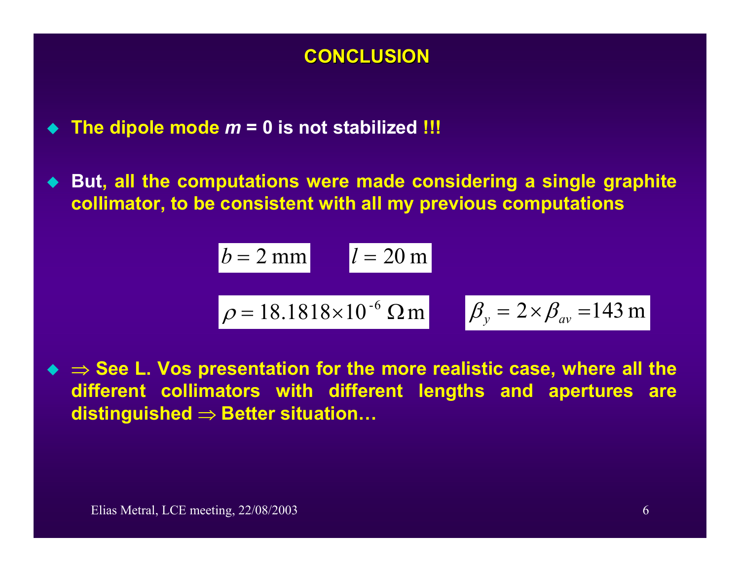# CONCLUSION

- **The dipole mode $m = 0$ is not stabilized !!!**

- **But, all the computations were made considering a single graphite collimator, to be consistent with all my previous computations**

$$b = 2\ \mathrm{mm} \qquad l = 20\ \mathrm{m}$$

$$\rho = 18.1818 \times 10^{-6}\ \Omega\,\mathrm{m} \qquad \beta_y = 2 \times \beta_{av} = 143\ \mathrm{m}$$

- **$\Rightarrow$ See L. Vos presentation for the more realistic case, where all the different collimators with different lengths and apertures are distinguished $\Rightarrow$ Better situation…**

Elias Metral, LCE meeting, 22/08/2003